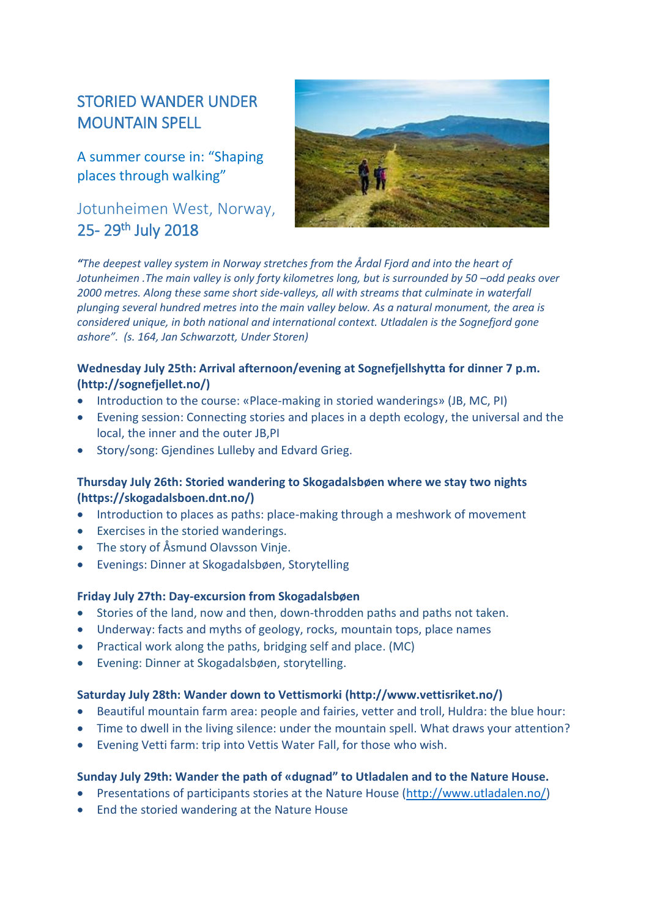# STORIED WANDER UNDER MOUNTAIN SPELL

## A summer course in: "Shaping places through walking"

## Jotunheimen West, Norway, 25- 29th July 2018

*"The deepest valley system in Norway stretches from the Årdal Fjord and into the heart of Jotunheimen .The main valley is only forty kilometres long, but is surrounded by 50 –odd peaks over 2000 metres. Along these same short side-valleys, all with streams that culminate in waterfall plunging several hundred metres into the main valley below. As a natural monument, the area is considered unique, in both national and international context. Utladalen is the Sognefjord gone ashore". (s. 164, Jan Schwarzott, Under Storen)*

**Wednesday July 25th: Arrival afternoon/evening at Sognefjellshytta for dinner 7 p.m. (http://sognefjellet.no/)**

- Introduction to the course: «Place-making in storied wanderings» (JB, MC, PI)
- Evening session: Connecting stories and places in a depth ecology, the universal and the local, the inner and the outer JB,PI
- Story/song: Gjendines Lulleby and Edvard Grieg.

**Thursday July 26th: Storied wandering to Skogadalsbøen where we stay two nights (https://skogadalsboen.dnt.no/)**

- Introduction to places as paths: place-making through a meshwork of movement
- Exercises in the storied wanderings.
- The story of Åsmund Olavsson Vinje.
- Evenings: Dinner at Skogadalsbøen, Storytelling

**Friday July 27th: Day-excursion from Skogadalsbøen**

- Stories of the land, now and then, down-throdden paths and paths not taken.
- Underway: facts and myths of geology, rocks, mountain tops, place names
- Practical work along the paths, bridging self and place. (MC)
- Evening: Dinner at Skogadalsbøen, storytelling.

**Saturday July 28th: Wander down to Vettismorki (http://www.vettisriket.no/)**

- Beautiful mountain farm area: people and fairies, vetter and troll, Huldra: the blue hour:
- Time to dwell in the living silence: under the mountain spell. What draws your attention?
- Evening Vetti farm: trip into Vettis Water Fall, for those who wish.

**Sunday July 29th: Wander the path of «dugnad" to Utladalen and to the Nature House.**

- Presentations of participants stories at the Nature House (http://www.utladalen.no/)
- End the storied wandering at the Nature House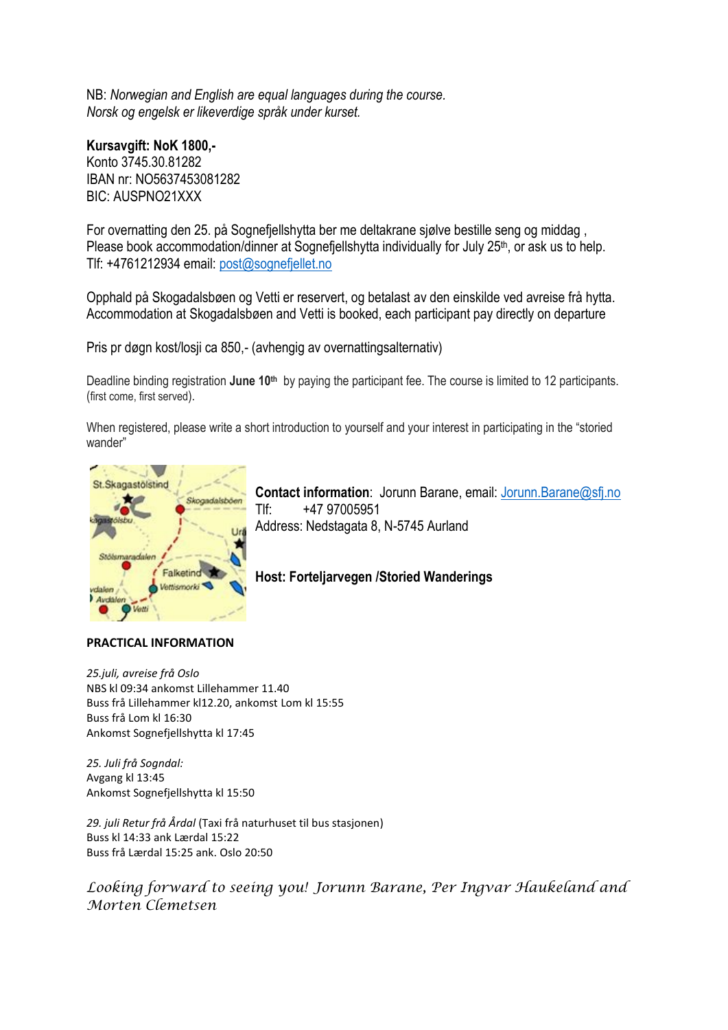NB: *Norwegian and English are equal languages during the course.*
*Norsk og engelsk er likeverdige språk under kurset.*

**Kursavgift: NoK 1800,-**
Konto 3745.30.81282
IBAN nr: NO5637453081282
BIC: AUSPNO21XXX

For overnatting den 25. på Sognefjellshytta ber me deltakrane sjølve bestille seng og middag ,
Please book accommodation/dinner at Sognefjellshytta individually for July 25th, or ask us to help.
Tlf: +4761212934 email: post@sognefjellet.no

Opphald på Skogadalsbøen og Vetti er reservert, og betalast av den einskilde ved avreise frå hytta.
Accommodation at Skogadalsbøen and Vetti is booked, each participant pay directly on departure

Pris pr døgn kost/losji ca 850,- (avhengig av overnattingsalternativ)

Deadline binding registration **June 10th** by paying the participant fee. The course is limited to 12 participants. (first come, first served).

When registered, please write a short introduction to yourself and your interest in participating in the "storied wander"

St.Skagastølstind
Skogadalsbøen
Urd
Skagastølsbu
Stølsmaradalen
Falketind
Vettismorki
Avdalen
Vetti

**Contact information**: Jorunn Barane, email: Jorunn.Barane@sfj.no
Tlf: +47 97005951
Address: Nedstagata 8, N-5745 Aurland

**Host: Forteljarvegen /Storied Wanderings**

**PRACTICAL INFORMATION**

*25.juli, avreise frå Oslo*
NBS kl 09:34 ankomst Lillehammer 11.40
Buss frå Lillehammer kl12.20, ankomst Lom kl 15:55
Buss frå Lom kl 16:30
Ankomst Sognefjellshytta kl 17:45

*25. Juli frå Sogndal:*
Avgang kl 13:45
Ankomst Sognefjellshytta kl 15:50

*29. juli Retur frå Årdal* (Taxi frå naturhuset til bus stasjonen)
Buss kl 14:33 ank Lærdal 15:22
Buss frå Lærdal 15:25 ank. Oslo 20:50

*Looking forward to seeing you! Jorunn Barane, Per Ingvar Haukeland and Morten Clemetsen*